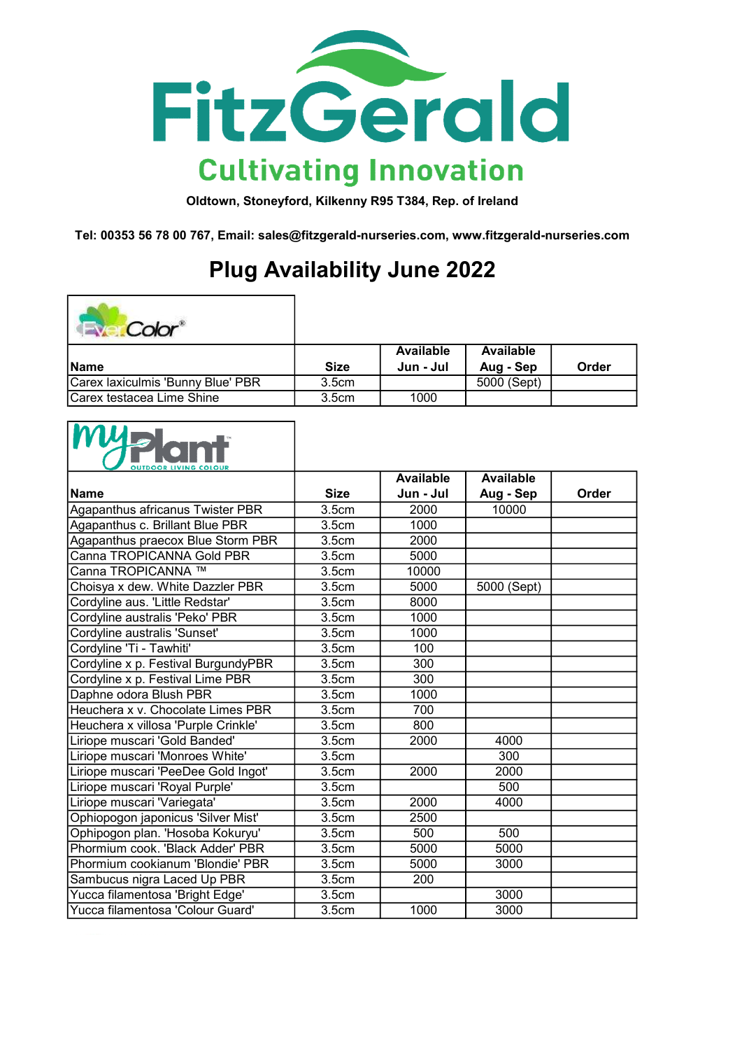# FitzGerald

## Cultivating Innovation

**Oldtown, Stoneyford, Kilkenny R95 T384, Rep. of Ireland**

**Tel: 00353 56 78 00 767, Email: sales@fitzgerald-nurseries.com, www.fitzgerald-nurseries.com**

# Plug Availability June 2022

EverColor®

| Name | Size | Available Jun - Jul | Available Aug - Sep | Order |
|---|---|---|---|---|
| Carex laxiculmis 'Bunny Blue' PBR | 3.5cm | | 5000 (Sept) | |
| Carex testacea Lime Shine | 3.5cm | 1000 | | |

myPlant™ OUTDOOR LIVING COLOUR

| Name | Size | Available Jun - Jul | Available Aug - Sep | Order |
|---|---|---|---|---|
| Agapanthus africanus Twister PBR | 3.5cm | 2000 | 10000 | |
| Agapanthus c. Brillant Blue PBR | 3.5cm | 1000 | | |
| Agapanthus praecox Blue Storm PBR | 3.5cm | 2000 | | |
| Canna TROPICANNA Gold PBR | 3.5cm | 5000 | | |
| Canna TROPICANNA ™ | 3.5cm | 10000 | | |
| Choisya x dew. White Dazzler PBR | 3.5cm | 5000 | 5000 (Sept) | |
| Cordyline aus. 'Little Redstar' | 3.5cm | 8000 | | |
| Cordyline australis 'Peko' PBR | 3.5cm | 1000 | | |
| Cordyline australis 'Sunset' | 3.5cm | 1000 | | |
| Cordyline 'Ti - Tawhiti' | 3.5cm | 100 | | |
| Cordyline x p. Festival BurgundyPBR | 3.5cm | 300 | | |
| Cordyline x p. Festival Lime PBR | 3.5cm | 300 | | |
| Daphne odora Blush PBR | 3.5cm | 1000 | | |
| Heuchera x v. Chocolate Limes PBR | 3.5cm | 700 | | |
| Heuchera x villosa 'Purple Crinkle' | 3.5cm | 800 | | |
| Liriope muscari 'Gold Banded' | 3.5cm | 2000 | 4000 | |
| Liriope muscari 'Monroes White' | 3.5cm | | 300 | |
| Liriope muscari 'PeeDee Gold Ingot' | 3.5cm | 2000 | 2000 | |
| Liriope muscari 'Royal Purple' | 3.5cm | | 500 | |
| Liriope muscari 'Variegata' | 3.5cm | 2000 | 4000 | |
| Ophiopogon japonicus 'Silver Mist' | 3.5cm | 2500 | | |
| Ophipogon plan. 'Hosoba Kokuryu' | 3.5cm | 500 | 500 | |
| Phormium cook. 'Black Adder' PBR | 3.5cm | 5000 | 5000 | |
| Phormium cookianum 'Blondie' PBR | 3.5cm | 5000 | 3000 | |
| Sambucus nigra Laced Up PBR | 3.5cm | 200 | | |
| Yucca filamentosa 'Bright Edge' | 3.5cm | | 3000 | |
| Yucca filamentosa 'Colour Guard' | 3.5cm | 1000 | 3000 | |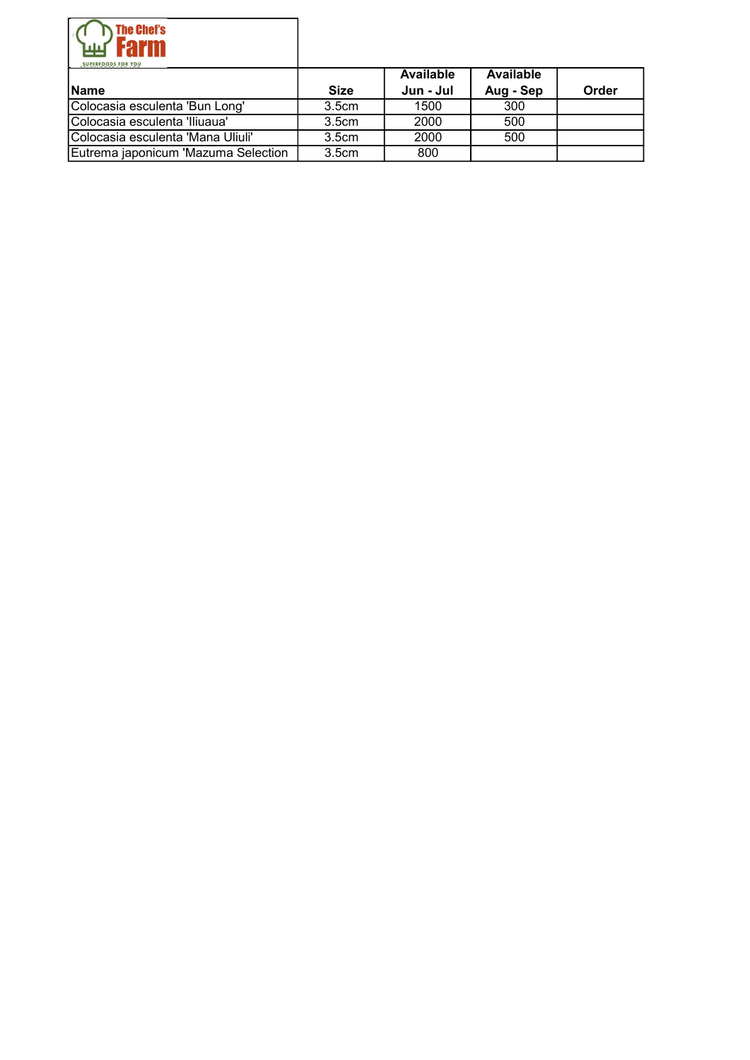The Chef's Farm

SUPERFOODS FOR YOU

| Name | Size | Available Jun - Jul | Available Aug - Sep | Order |
|---|---|---|---|---|
| Colocasia esculenta 'Bun Long' | 3.5cm | 1500 | 300 | |
| Colocasia esculenta 'Iliuaua' | 3.5cm | 2000 | 500 | |
| Colocasia esculenta 'Mana Uliuli' | 3.5cm | 2000 | 500 | |
| Eutrema japonicum 'Mazuma Selection | 3.5cm | 800 | | |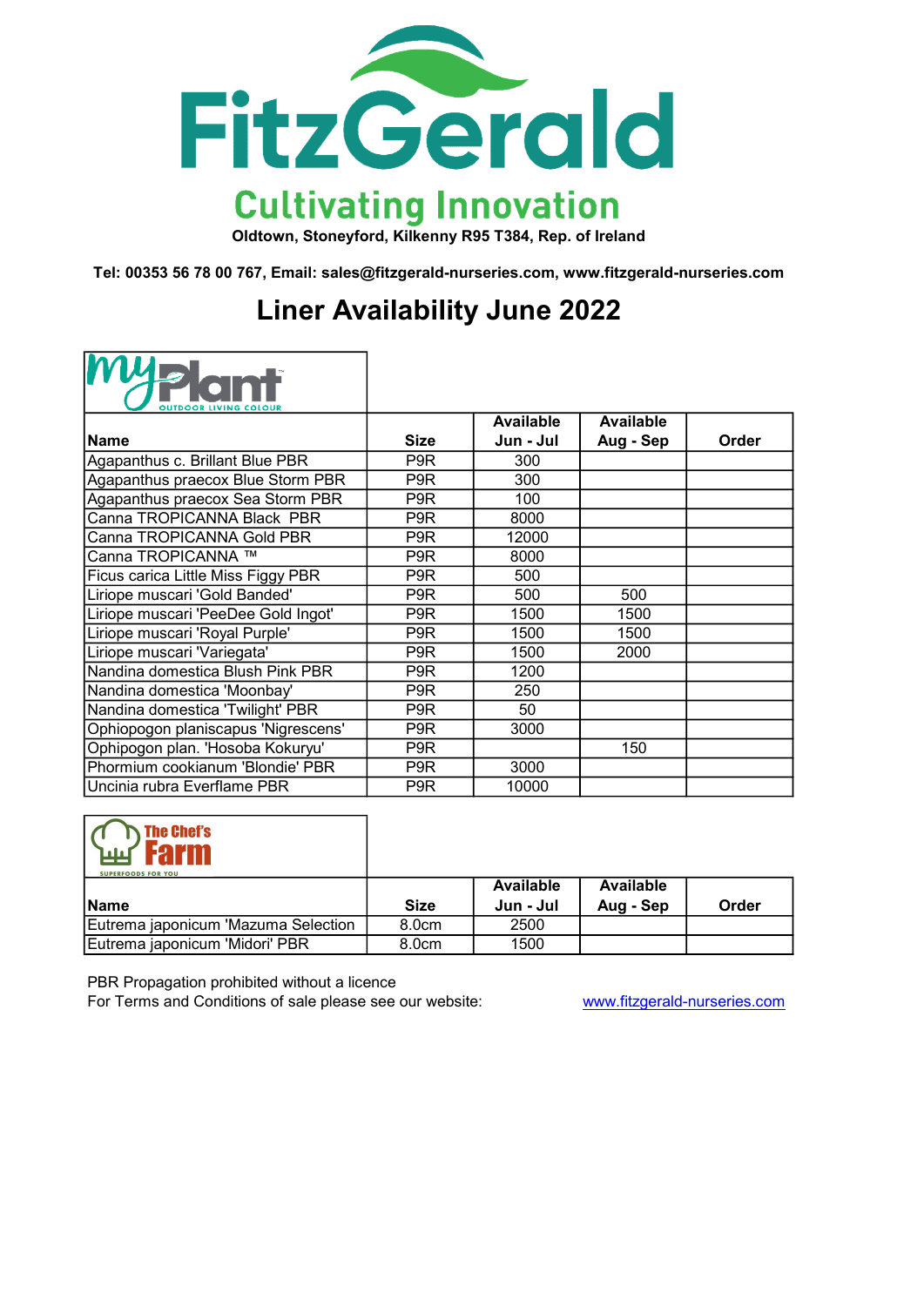# FitzGerald

## Cultivating Innovation

**Oldtown, Stoneyford, Kilkenny R95 T384, Rep. of Ireland**

**Tel: 00353 56 78 00 767, Email: sales@fitzgerald-nurseries.com, www.fitzgerald-nurseries.com**

# Liner Availability June 2022

myPlant OUTDOOR LIVING COLOUR

| Name | Size | Available Jun - Jul | Available Aug - Sep | Order |
|---|---|---|---|---|
| Agapanthus c. Brillant Blue PBR | P9R | 300 | | |
| Agapanthus praecox Blue Storm PBR | P9R | 300 | | |
| Agapanthus praecox Sea Storm PBR | P9R | 100 | | |
| Canna TROPICANNA Black PBR | P9R | 8000 | | |
| Canna TROPICANNA Gold PBR | P9R | 12000 | | |
| Canna TROPICANNA ™ | P9R | 8000 | | |
| Ficus carica Little Miss Figgy PBR | P9R | 500 | | |
| Liriope muscari 'Gold Banded' | P9R | 500 | 500 | |
| Liriope muscari 'PeeDee Gold Ingot' | P9R | 1500 | 1500 | |
| Liriope muscari 'Royal Purple' | P9R | 1500 | 1500 | |
| Liriope muscari 'Variegata' | P9R | 1500 | 2000 | |
| Nandina domestica Blush Pink PBR | P9R | 1200 | | |
| Nandina domestica 'Moonbay' | P9R | 250 | | |
| Nandina domestica 'Twilight' PBR | P9R | 50 | | |
| Ophiopogon planiscapus 'Nigrescens' | P9R | 3000 | | |
| Ophipogon plan. 'Hosoba Kokuryu' | P9R | | 150 | |
| Phormium cookianum 'Blondie' PBR | P9R | 3000 | | |
| Uncinia rubra Everflame PBR | P9R | 10000 | | |

The Chef's Farm SUPERFOODS FOR YOU

| Name | Size | Available Jun - Jul | Available Aug - Sep | Order |
|---|---|---|---|---|
| Eutrema japonicum 'Mazuma Selection | 8.0cm | 2500 | | |
| Eutrema japonicum 'Midori' PBR | 8.0cm | 1500 | | |

PBR Propagation prohibited without a licence

For Terms and Conditions of sale please see our website: www.fitzgerald-nurseries.com